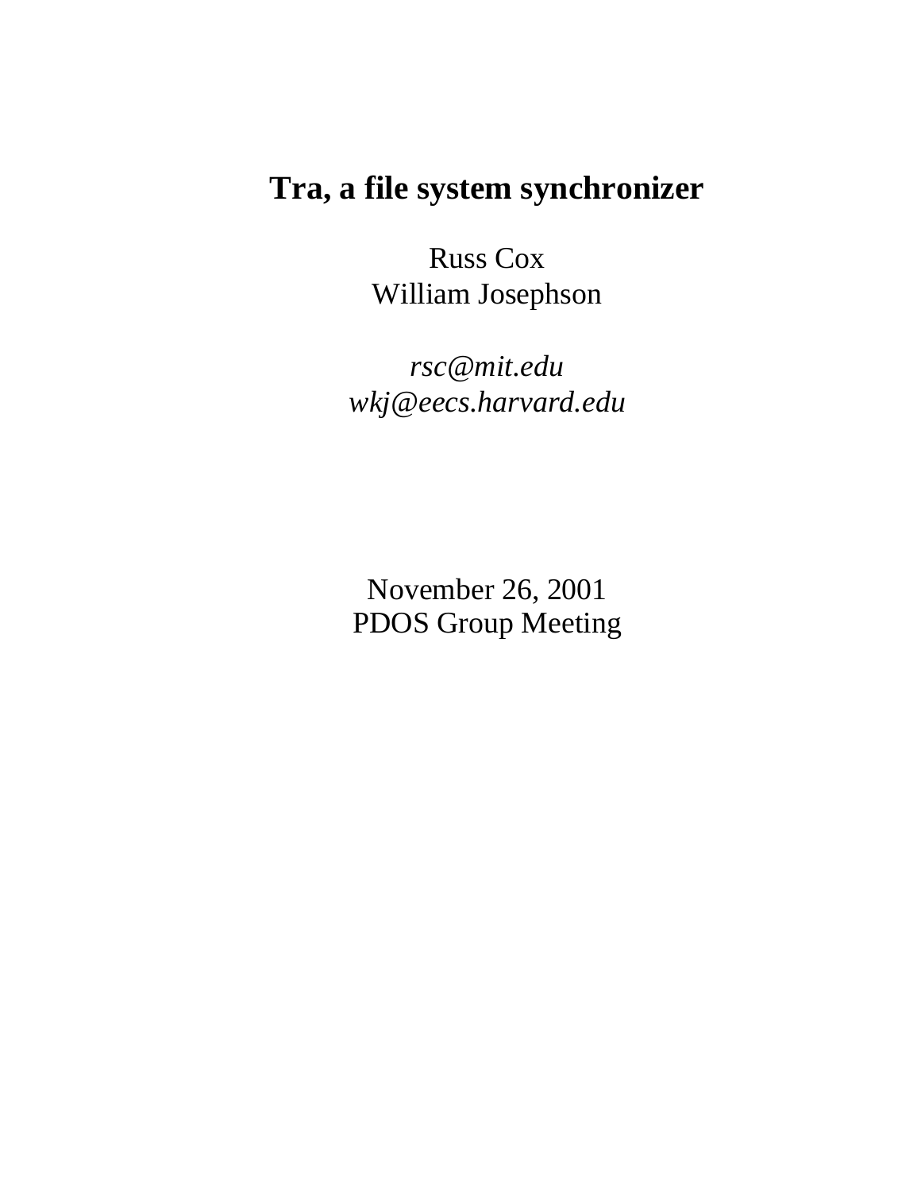# Tra, a file system synchronizer

Russ Cox
William Josephson

*rsc@mit.edu*
*wkj@eecs.harvard.edu*

November 26, 2001
PDOS Group Meeting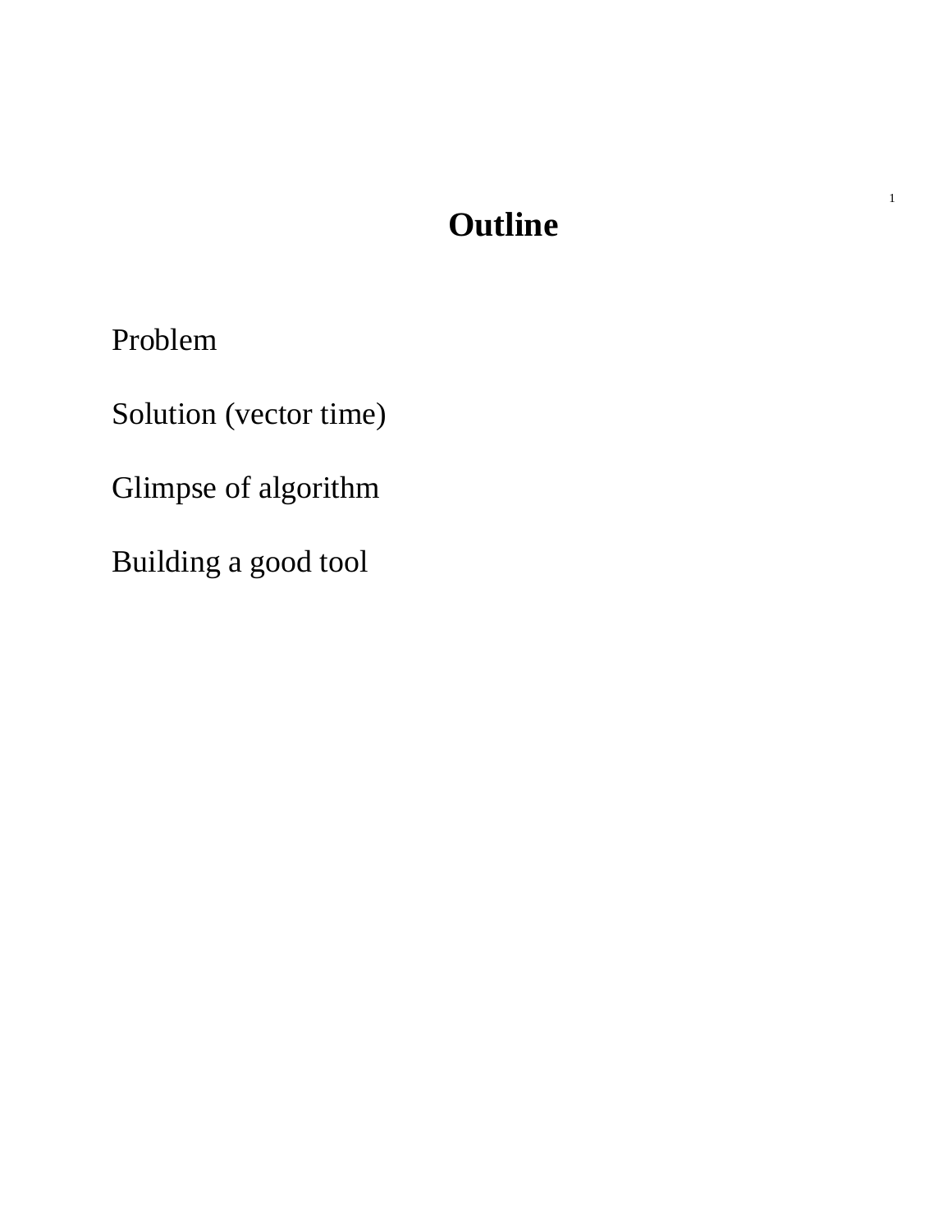# Outline

Problem

Solution (vector time)

Glimpse of algorithm

Building a good tool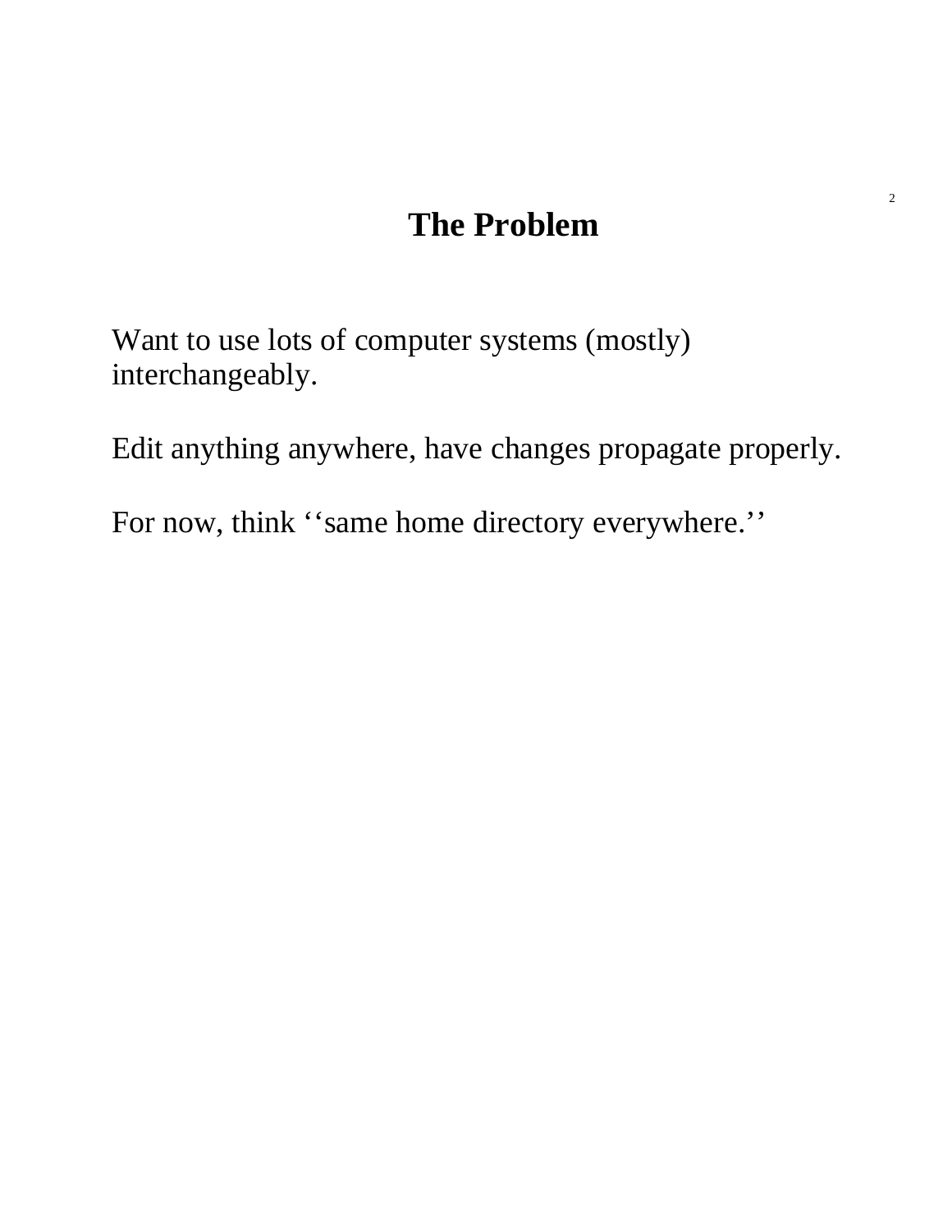# The Problem

Want to use lots of computer systems (mostly) interchangeably.

Edit anything anywhere, have changes propagate properly.

For now, think ‘‘same home directory everywhere.’’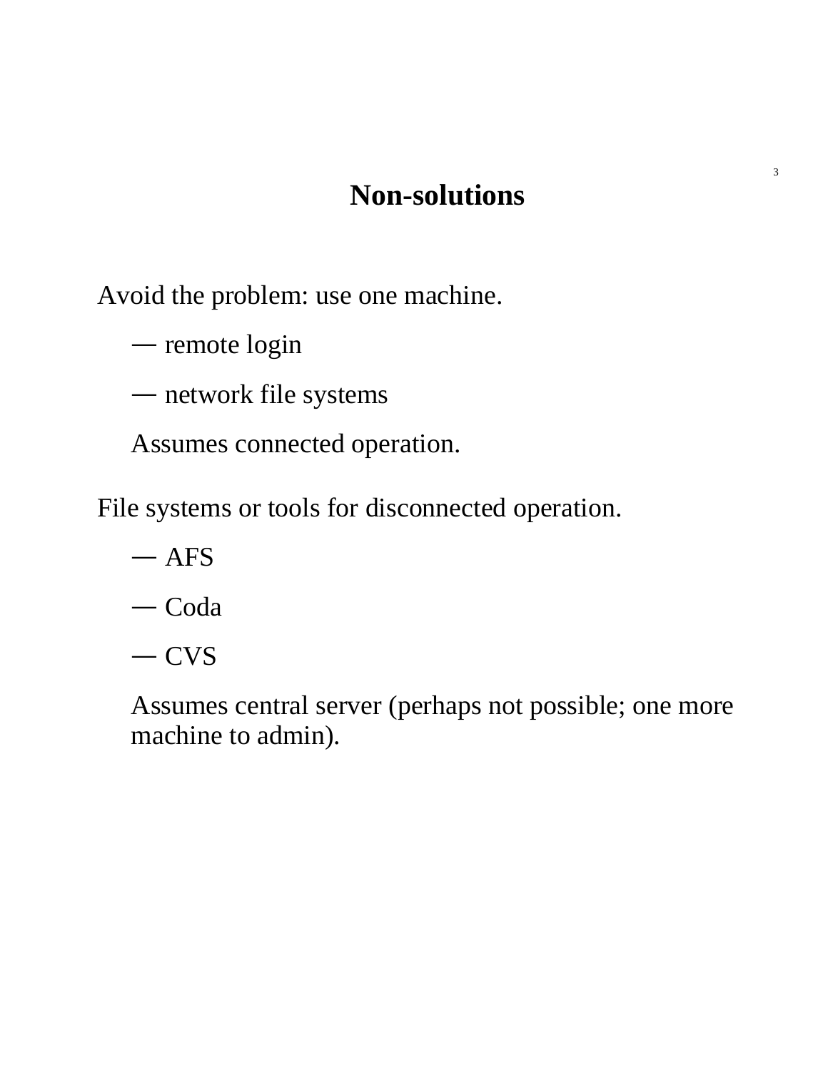# Non-solutions

Avoid the problem: use one machine.

— remote login

— network file systems

Assumes connected operation.

File systems or tools for disconnected operation.

— AFS

— Coda

— CVS

Assumes central server (perhaps not possible; one more machine to admin).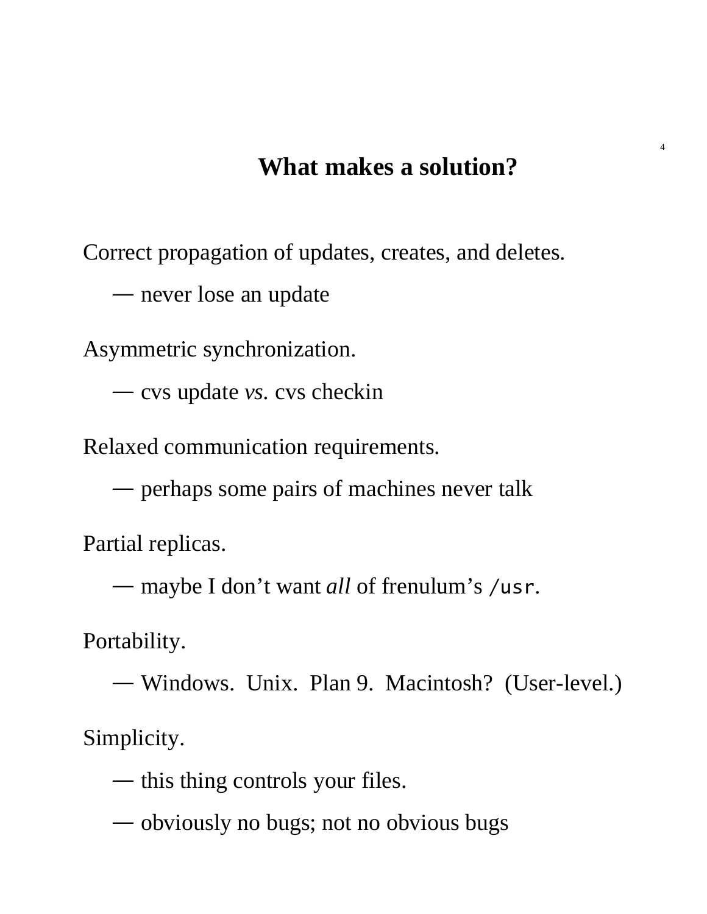# What makes a solution?

Correct propagation of updates, creates, and deletes.

— never lose an update

Asymmetric synchronization.

— cvs update *vs.* cvs checkin

Relaxed communication requirements.

— perhaps some pairs of machines never talk

Partial replicas.

— maybe I don't want *all* of frenulum's `/usr`.

Portability.

— Windows. Unix. Plan 9. Macintosh? (User-level.)

Simplicity.

— this thing controls your files.

— obviously no bugs; not no obvious bugs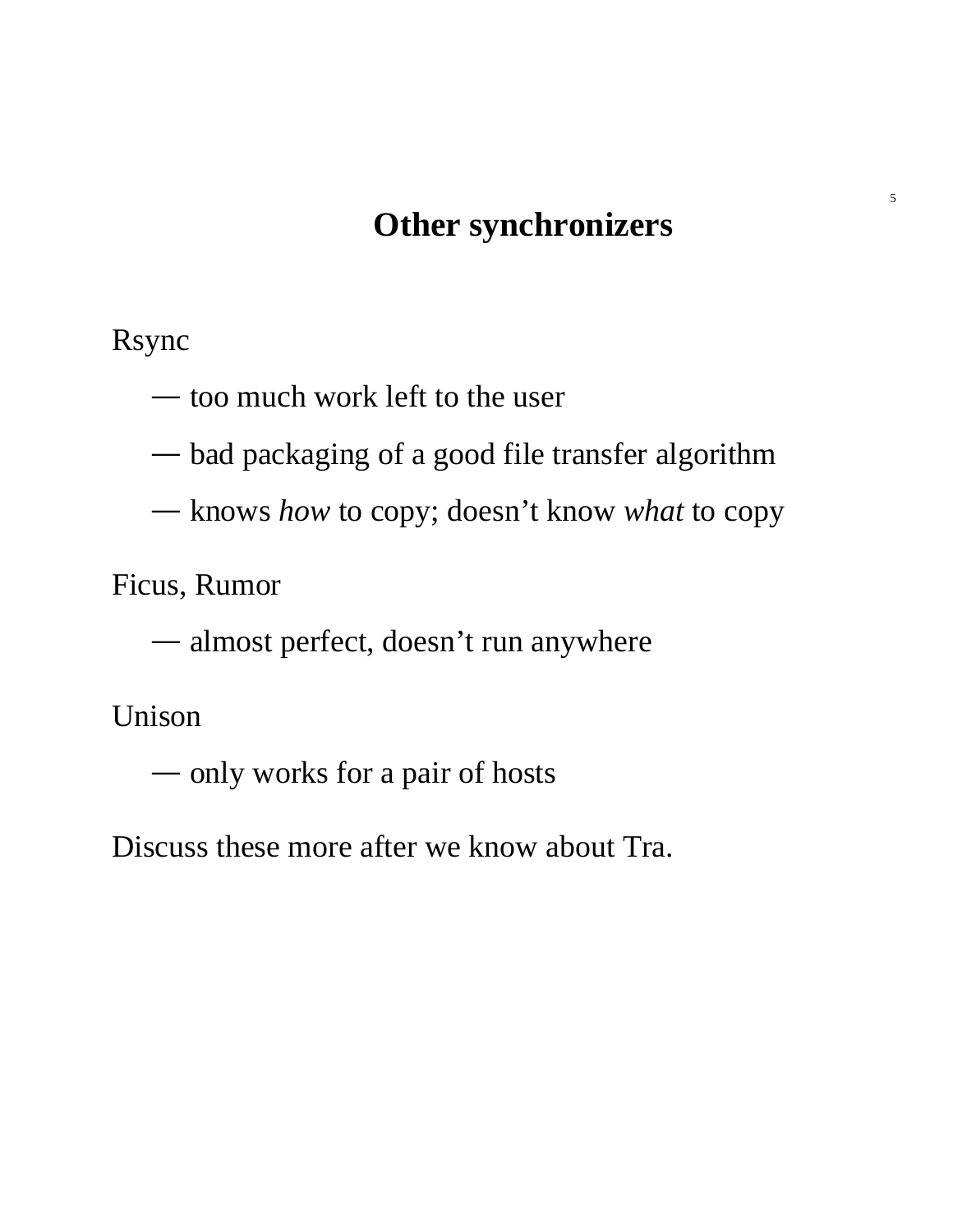# Other synchronizers

Rsync

— too much work left to the user

— bad packaging of a good file transfer algorithm

— knows *how* to copy; doesn’t know *what* to copy

Ficus, Rumor

— almost perfect, doesn’t run anywhere

Unison

— only works for a pair of hosts

Discuss these more after we know about Tra.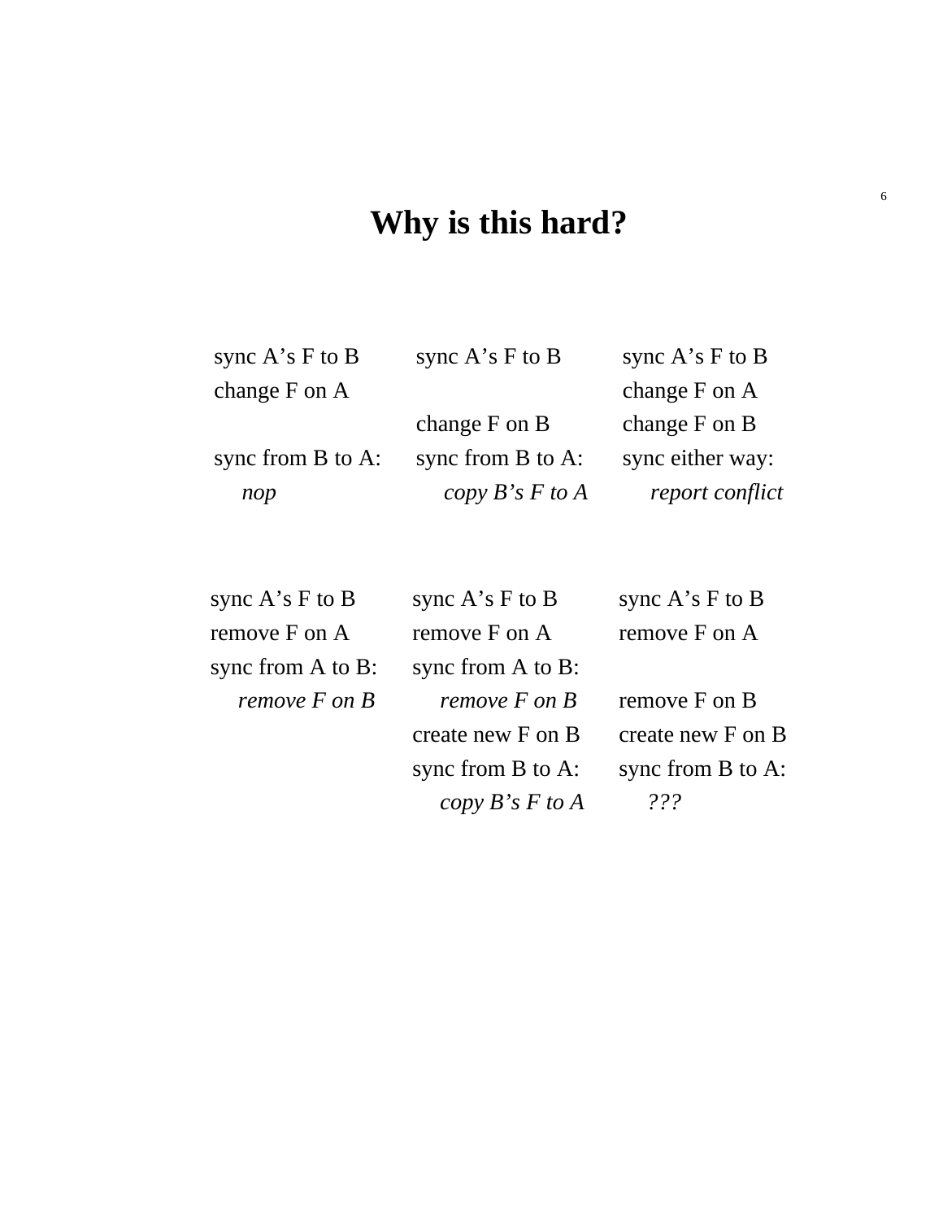# Why is this hard?

| | | |
|---|---|---|
| sync A’s F to B | sync A’s F to B | sync A’s F to B |
| change F on A | | change F on A |
| | change F on B | change F on B |
| sync from B to A: | sync from B to A: | sync either way: |
| *nop* | *copy B’s F to A* | *report conflict* |

| | | |
|---|---|---|
| sync A’s F to B | sync A’s F to B | sync A’s F to B |
| remove F on A | remove F on A | remove F on A |
| sync from A to B: | sync from A to B: | |
| *remove F on B* | *remove F on B* | remove F on B |
| | create new F on B | create new F on B |
| | sync from B to A: | sync from B to A: |
| | *copy B’s F to A* | *???* |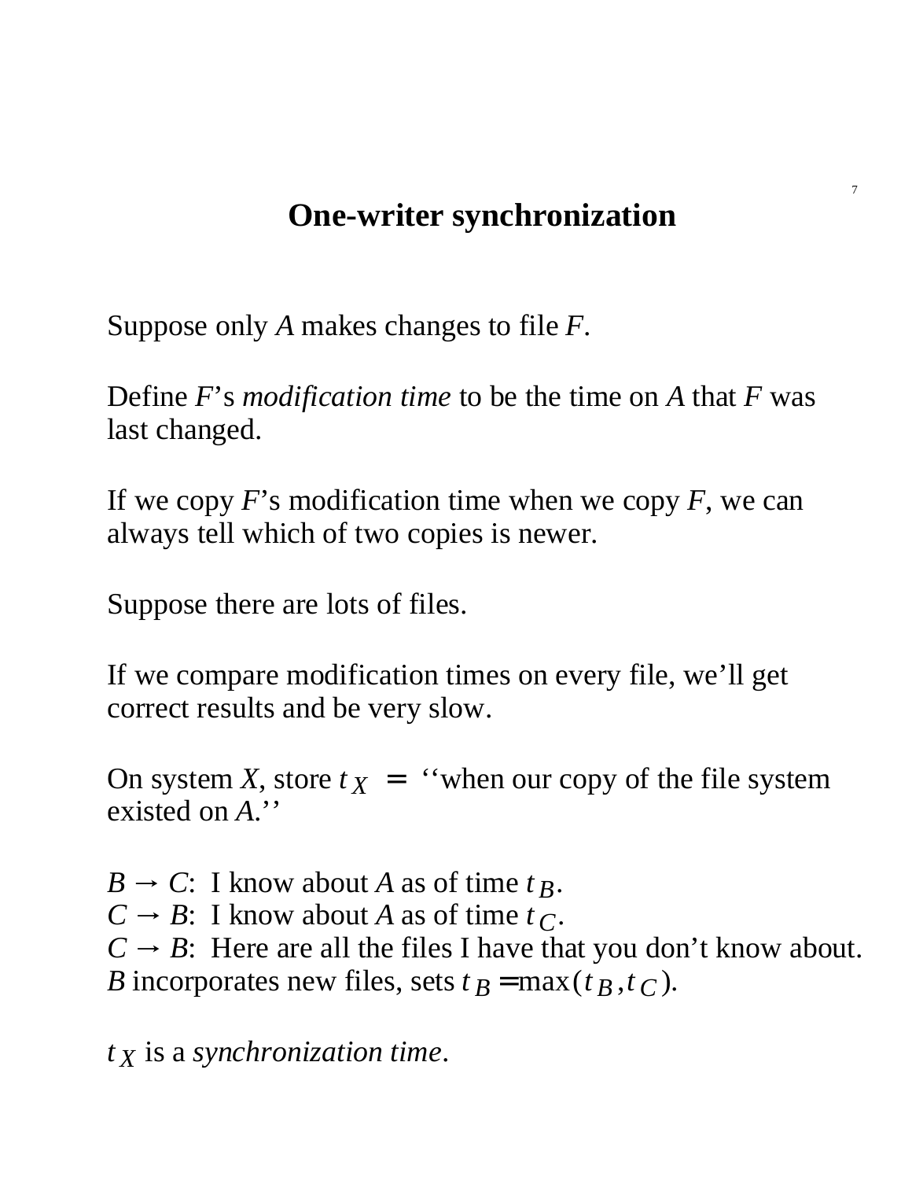# One-writer synchronization

Suppose only *A* makes changes to file *F*.

Define *F*'s *modification time* to be the time on *A* that *F* was last changed.

If we copy *F*'s modification time when we copy *F*, we can always tell which of two copies is newer.

Suppose there are lots of files.

If we compare modification times on every file, we'll get correct results and be very slow.

On system *X*, store $t_X$ = ''when our copy of the file system existed on *A*.''

$B \rightarrow C$: I know about *A* as of time $t_B$.
$C \rightarrow B$: I know about *A* as of time $t_C$.
$C \rightarrow B$: Here are all the files I have that you don't know about.
*B* incorporates new files, sets $t_B = \max(t_B, t_C)$.

$t_X$ is a *synchronization time*.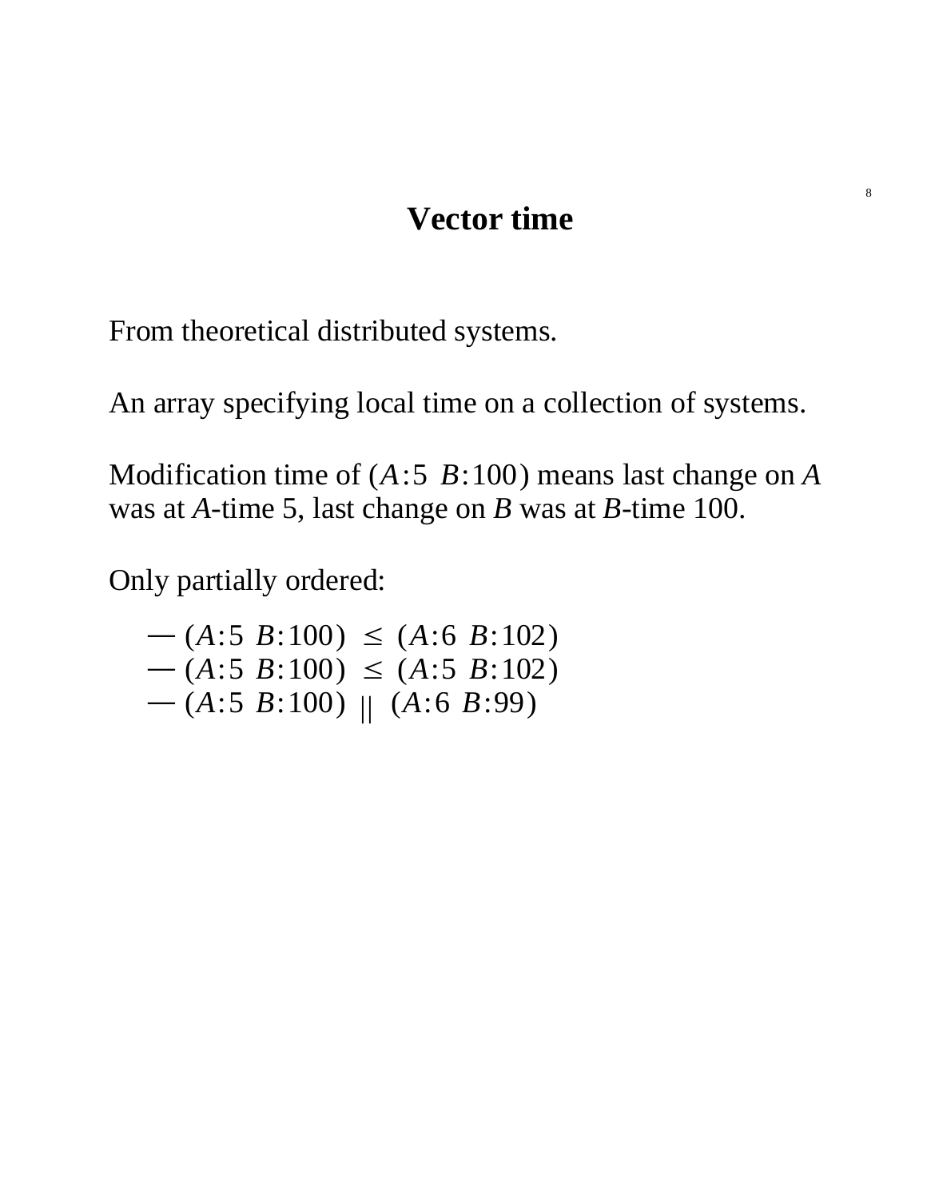# Vector time

From theoretical distributed systems.

An array specifying local time on a collection of systems.

Modification time of $(A{:}5\ \ B{:}100)$ means last change on $A$ was at $A$-time 5, last change on $B$ was at $B$-time 100.

Only partially ordered:

— $(A{:}5\ \ B{:}100)\ \leq\ (A{:}6\ \ B{:}102)$
— $(A{:}5\ \ B{:}100)\ \leq\ (A{:}5\ \ B{:}102)$
— $(A{:}5\ \ B{:}100)\ \|\ (A{:}6\ \ B{:}99)$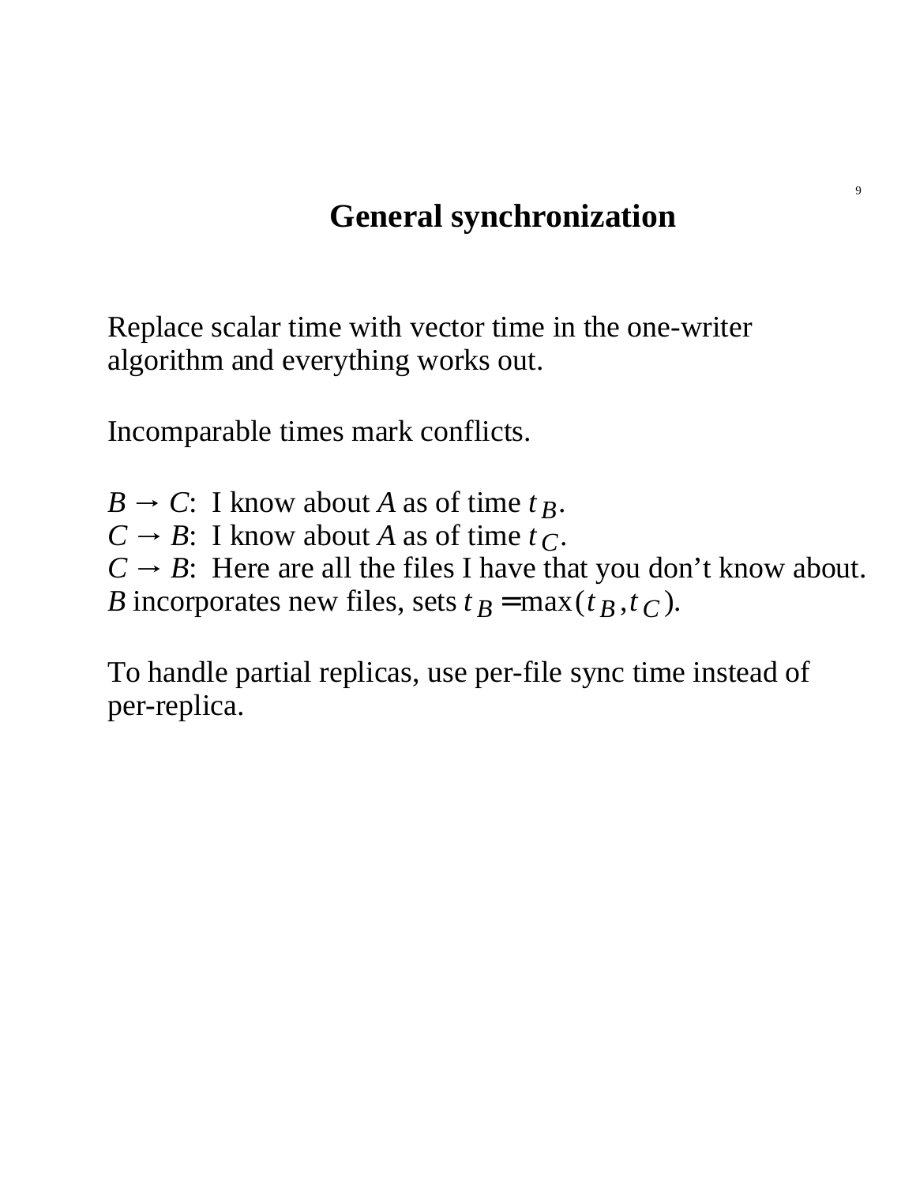# General synchronization

Replace scalar time with vector time in the one-writer algorithm and everything works out.

Incomparable times mark conflicts.

*B* → *C*: I know about *A* as of time $t_B$.
*C* → *B*: I know about *A* as of time $t_C$.
*C* → *B*: Here are all the files I have that you don't know about.
*B* incorporates new files, sets $t_B = \max(t_B, t_C)$.

To handle partial replicas, use per-file sync time instead of per-replica.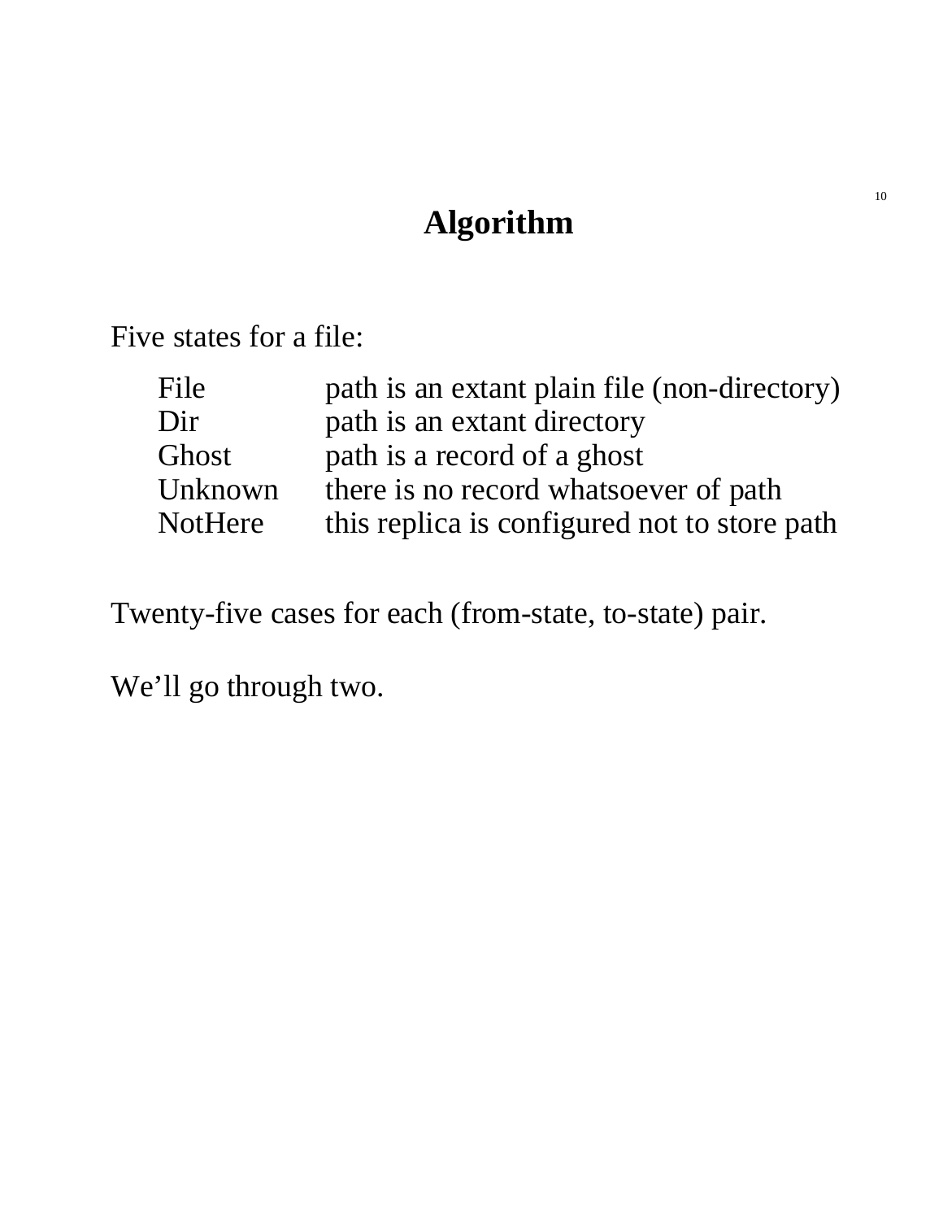# Algorithm

Five states for a file:

| | |
|---|---|
| File | path is an extant plain file (non-directory) |
| Dir | path is an extant directory |
| Ghost | path is a record of a ghost |
| Unknown | there is no record whatsoever of path |
| NotHere | this replica is configured not to store path |

Twenty-five cases for each (from-state, to-state) pair.

We'll go through two.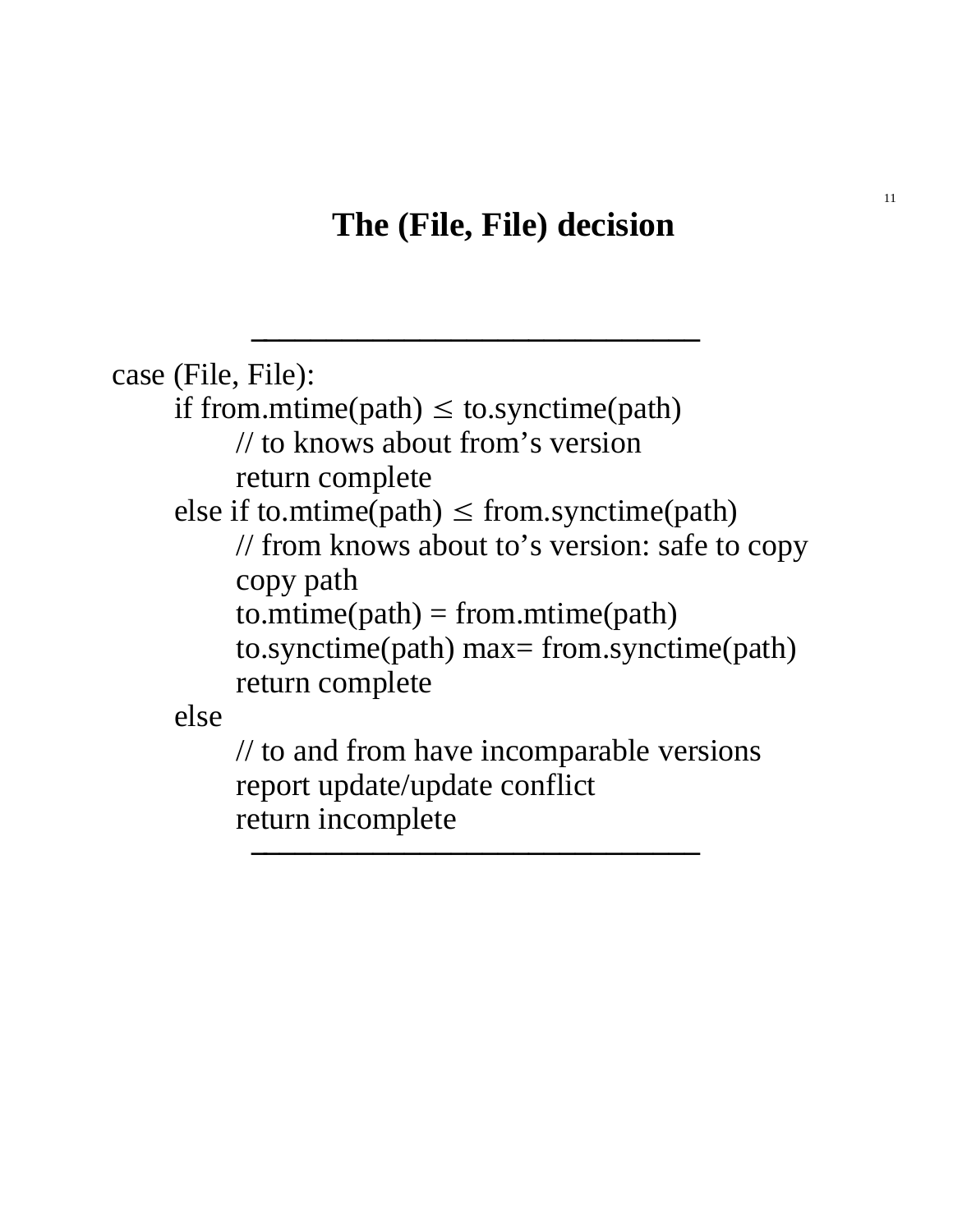# The (File, File) decision

```
case (File, File):
    if from.mtime(path) ≤ to.synctime(path)
        // to knows about from’s version
        return complete
    else if to.mtime(path) ≤ from.synctime(path)
        // from knows about to’s version: safe to copy
        copy path
        to.mtime(path) = from.mtime(path)
        to.synctime(path) max= from.synctime(path)
        return complete
    else
        // to and from have incomparable versions
        report update/update conflict
        return incomplete
```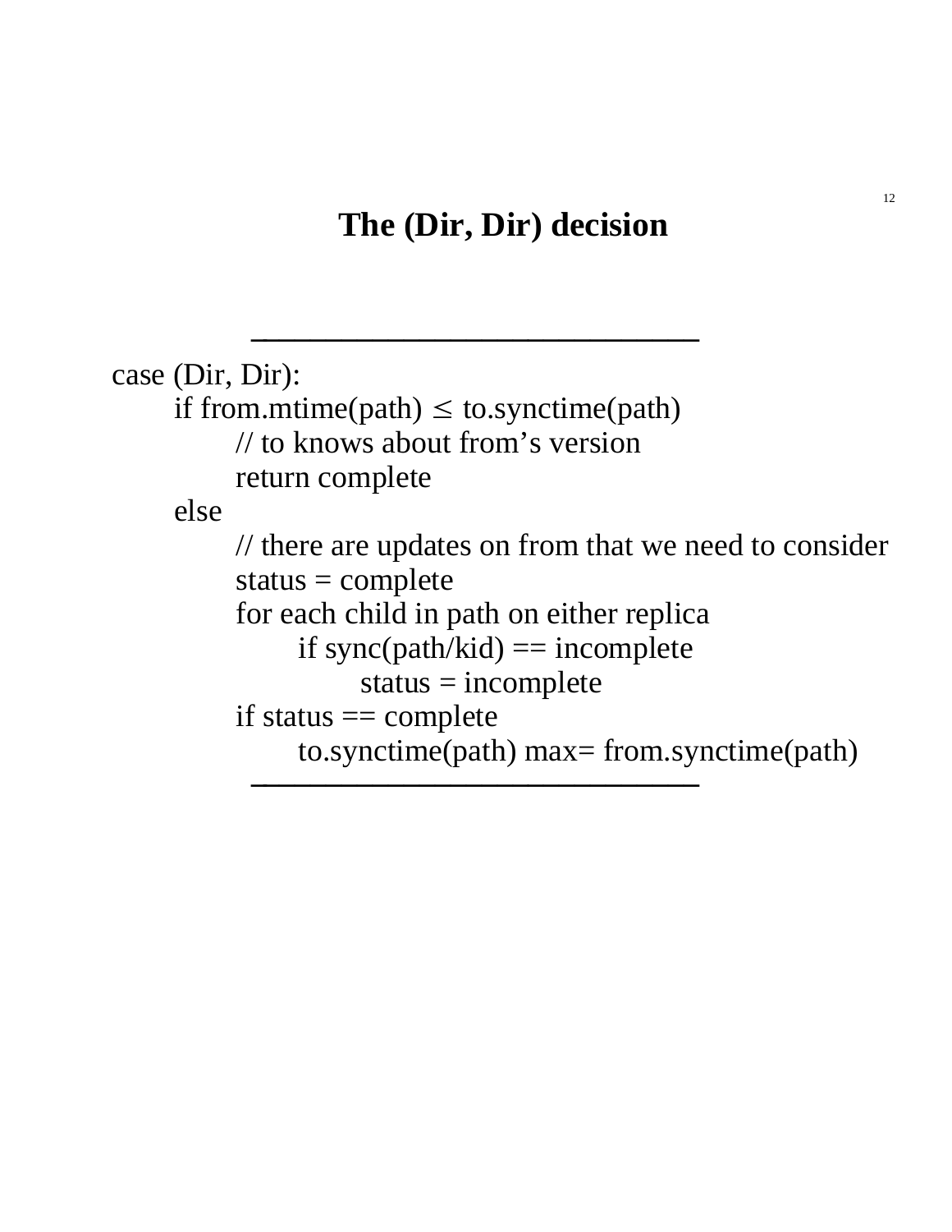# The (Dir, Dir) decision

```
case (Dir, Dir):
    if from.mtime(path) ≤ to.synctime(path)
        // to knows about from's version
        return complete
    else
        // there are updates on from that we need to consider
        status = complete
        for each child in path on either replica
            if sync(path/kid) == incomplete
                status = incomplete
        if status == complete
            to.synctime(path) max= from.synctime(path)
```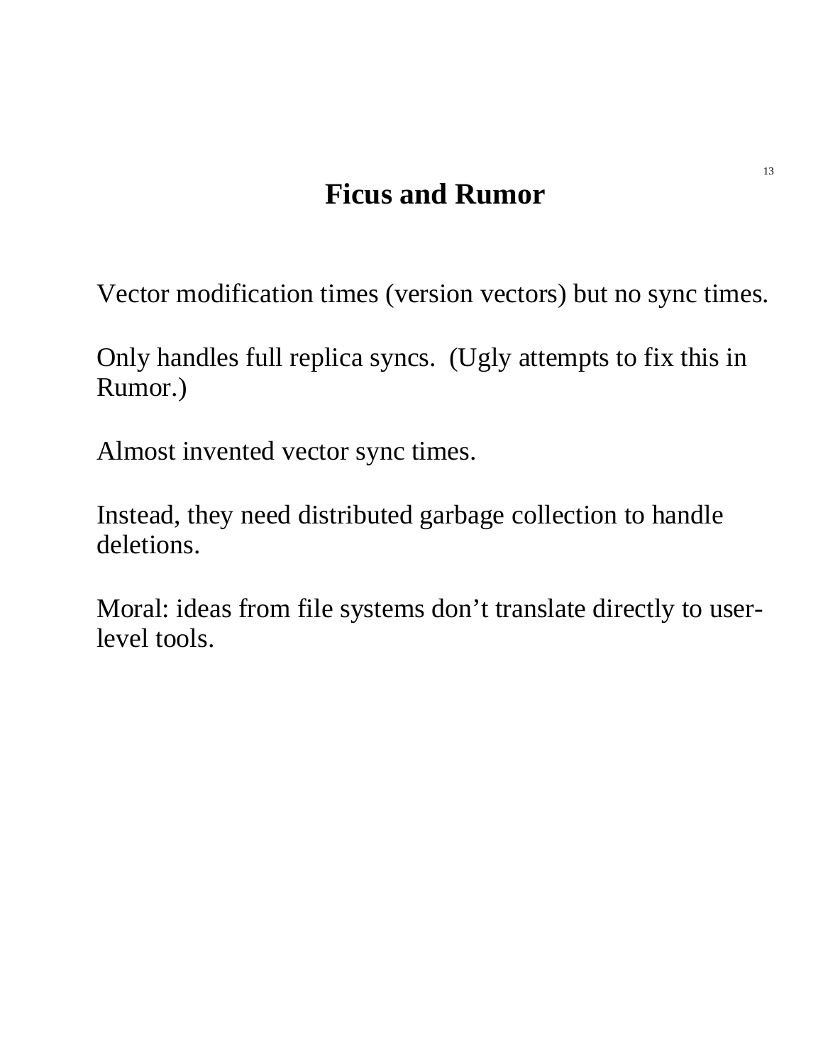# Ficus and Rumor

Vector modification times (version vectors) but no sync times.

Only handles full replica syncs. (Ugly attempts to fix this in Rumor.)

Almost invented vector sync times.

Instead, they need distributed garbage collection to handle deletions.

Moral: ideas from file systems don't translate directly to user-level tools.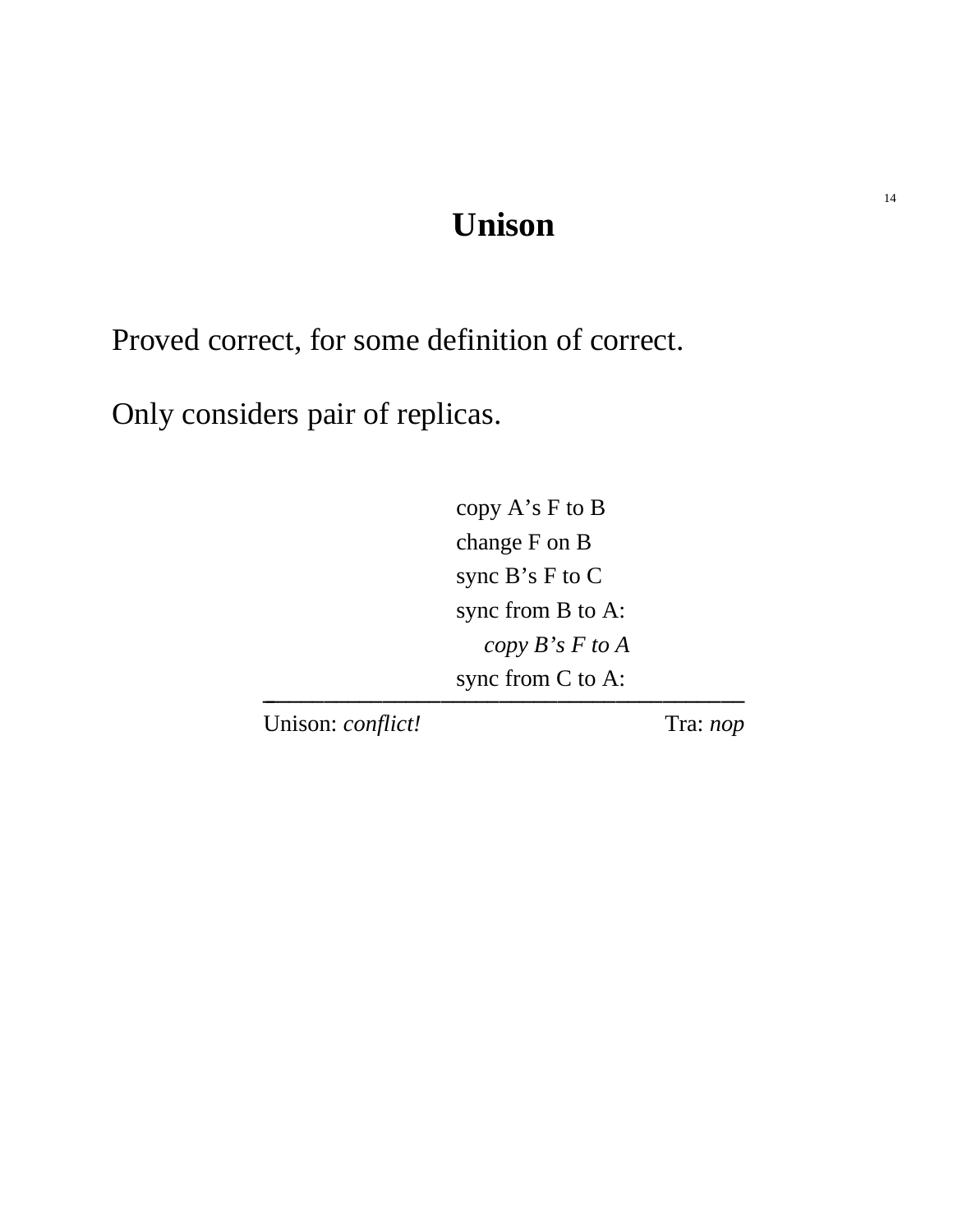# Unison

Proved correct, for some definition of correct.

Only considers pair of replicas.

copy A's F to B
change F on B
sync B's F to C
sync from B to A:
*copy B's F to A*
sync from C to A:

---

Unison: *conflict!* Tra: *nop*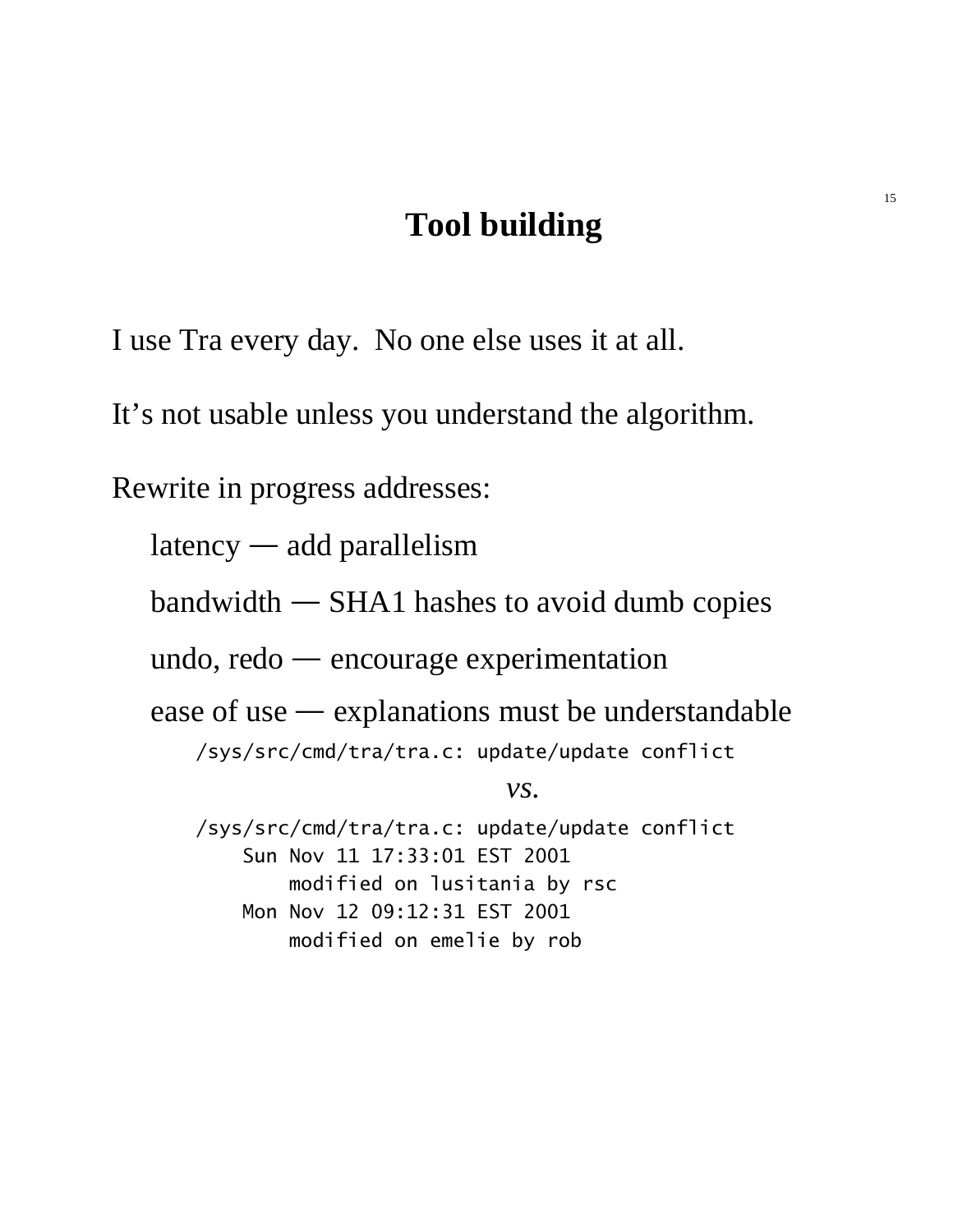# Tool building

I use Tra every day.  No one else uses it at all.

It's not usable unless you understand the algorithm.

Rewrite in progress addresses:

- latency — add parallelism
- bandwidth — SHA1 hashes to avoid dumb copies
- undo, redo — encourage experimentation
- ease of use — explanations must be understandable

```
/sys/src/cmd/tra/tra.c: update/update conflict
```

*vs.*

```
/sys/src/cmd/tra/tra.c: update/update conflict
    Sun Nov 11 17:33:01 EST 2001
        modified on lusitania by rsc
    Mon Nov 12 09:12:31 EST 2001
        modified on emelie by rob
```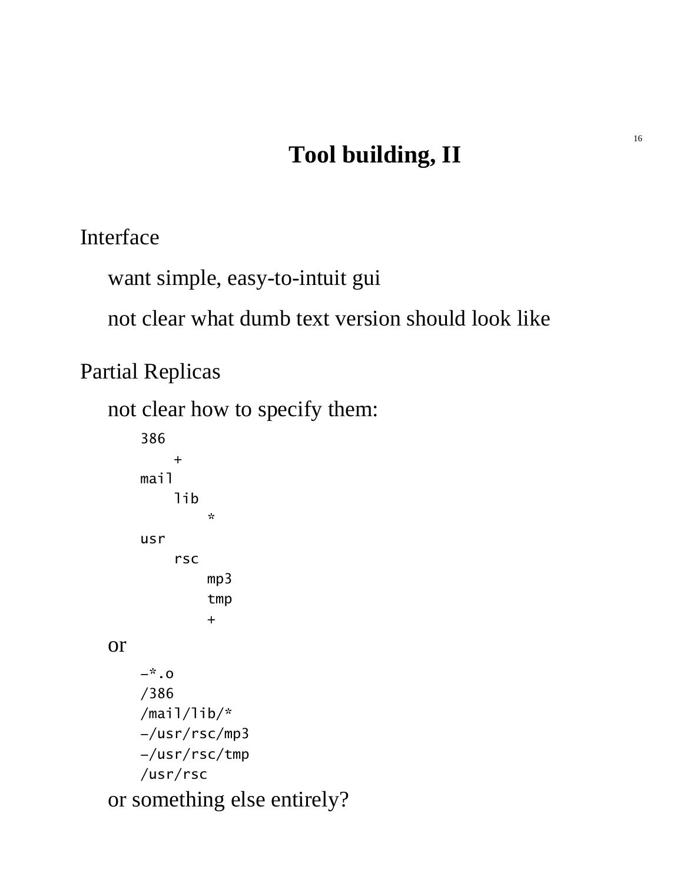# Tool building, II

Interface

want simple, easy-to-intuit gui

not clear what dumb text version should look like

Partial Replicas

not clear how to specify them:

```
386
    +
mail
    lib
        *
usr
    rsc
        mp3
        tmp
        +
```

or

```
-*.o
/386
/mail/lib/*
-/usr/rsc/mp3
-/usr/rsc/tmp
/usr/rsc
```

or something else entirely?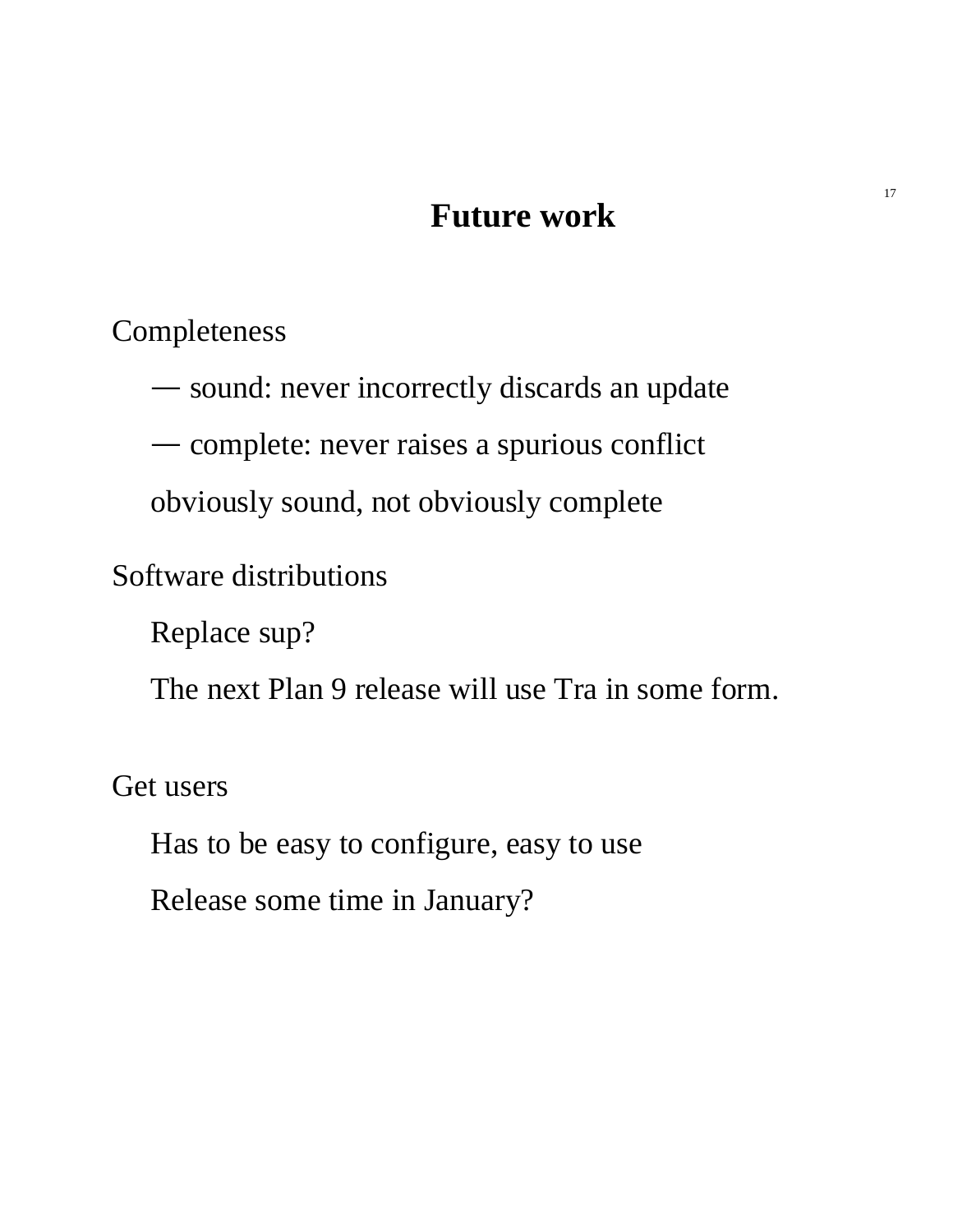# Future work

Completeness

— sound: never incorrectly discards an update

— complete: never raises a spurious conflict

obviously sound, not obviously complete

Software distributions

Replace sup?

The next Plan 9 release will use Tra in some form.

Get users

Has to be easy to configure, easy to use

Release some time in January?